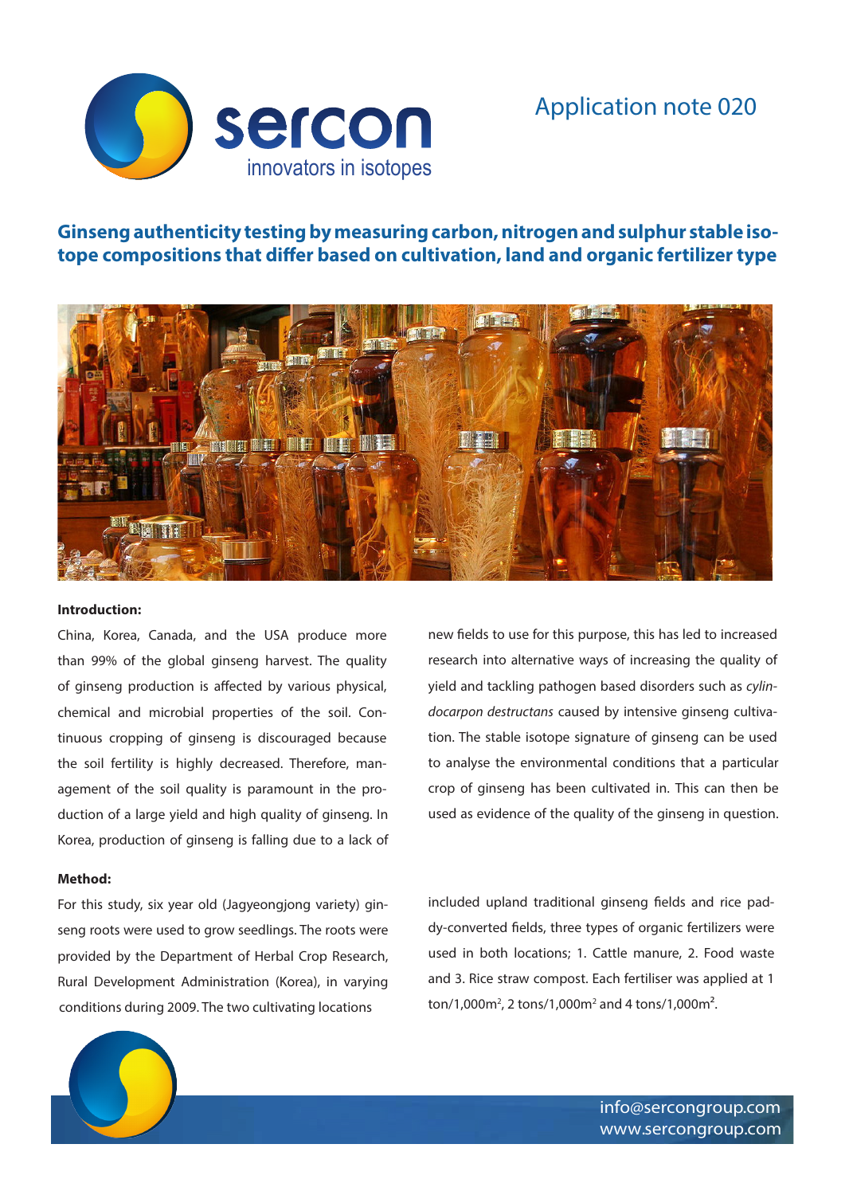Application note 020

# Ginseng authenticity testing by measuring carbon, nitrogen and sulphur stable isotope compositions that differ based on cultivation, land and organic fertilizer type

**Introduction:**

China, Korea, Canada, and the USA produce more than 99% of the global ginseng harvest. The quality of ginseng production is affected by various physical, chemical and microbial properties of the soil. Continuous cropping of ginseng is discouraged because the soil fertility is highly decreased. Therefore, management of the soil quality is paramount in the production of a large yield and high quality of ginseng. In Korea, production of ginseng is falling due to a lack of new fields to use for this purpose, this has led to increased research into alternative ways of increasing the quality of yield and tackling pathogen based disorders such as *cylindocarpon destructans* caused by intensive ginseng cultivation. The stable isotope signature of ginseng can be used to analyse the environmental conditions that a particular crop of ginseng has been cultivated in. This can then be used as evidence of the quality of the ginseng in question.

**Method:**

For this study, six year old (Jagyeongjong variety) ginseng roots were used to grow seedlings. The roots were provided by the Department of Herbal Crop Research, Rural Development Administration (Korea), in varying conditions during 2009. The two cultivating locations included upland traditional ginseng fields and rice paddy-converted fields, three types of organic fertilizers were used in both locations; 1. Cattle manure, 2. Food waste and 3. Rice straw compost. Each fertiliser was applied at 1 ton/1,000m$^2$, 2 tons/1,000m$^2$ and 4 tons/1,000m$^2$.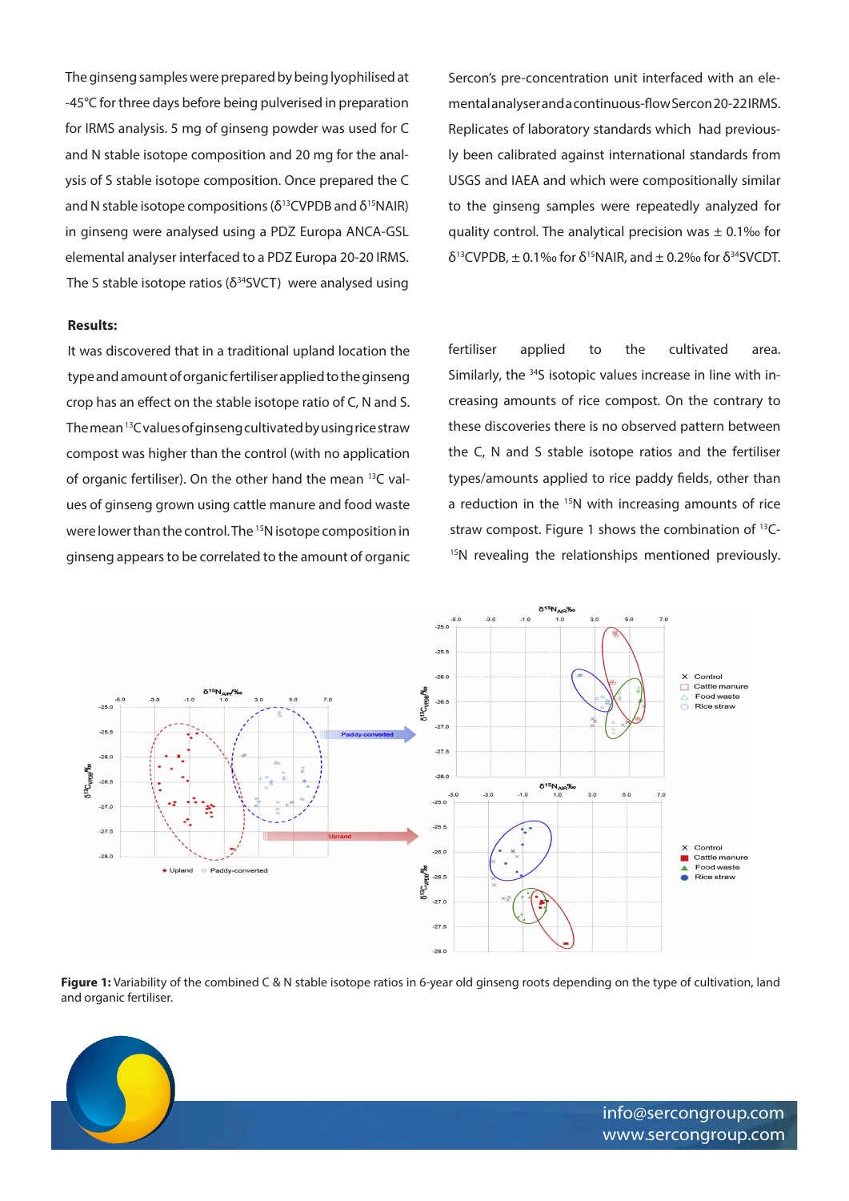The ginseng samples were prepared by being lyophilised at -45°C for three days before being pulverised in preparation for IRMS analysis. 5 mg of ginseng powder was used for C and N stable isotope composition and 20 mg for the analysis of S stable isotope composition. Once prepared the C and N stable isotope compositions ($\delta^{13}$CVPDB and $\delta^{15}$NAIR) in ginseng were analysed using a PDZ Europa ANCA-GSL elemental analyser interfaced to a PDZ Europa 20-20 IRMS. The S stable isotope ratios ($\delta^{34}$SVCT) were analysed using Sercon's pre-concentration unit interfaced with an elemental analyser and a continuous-flow Sercon 20-22 IRMS. Replicates of laboratory standards which had previously been calibrated against international standards from USGS and IAEA and which were compositionally similar to the ginseng samples were repeatedly analyzed for quality control. The analytical precision was ± 0.1‰ for $\delta^{13}$CVPDB, ± 0.1‰ for $\delta^{15}$NAIR, and ± 0.2‰ for $\delta^{34}$SVCDT.

**Results:**

It was discovered that in a traditional upland location the type and amount of organic fertiliser applied to the ginseng crop has an effect on the stable isotope ratio of C, N and S. The mean $^{13}$C values of ginseng cultivated by using rice straw compost was higher than the control (with no application of organic fertiliser). On the other hand the mean $^{13}$C values of ginseng grown using cattle manure and food waste were lower than the control. The $^{15}$N isotope composition in ginseng appears to be correlated to the amount of organic fertiliser applied to the cultivated area. Similarly, the $^{34}$S isotopic values increase in line with increasing amounts of rice compost. On the contrary to these discoveries there is no observed pattern between the C, N and S stable isotope ratios and the fertiliser types/amounts applied to rice paddy fields, other than a reduction in the $^{15}$N with increasing amounts of rice straw compost. Figure 1 shows the combination of $^{13}$C-$^{15}$N revealing the relationships mentioned previously.

**Figure 1:** Variability of the combined C & N stable isotope ratios in 6-year old ginseng roots depending on the type of cultivation, land and organic fertiliser.

info@sercongroup.com
www.sercongroup.com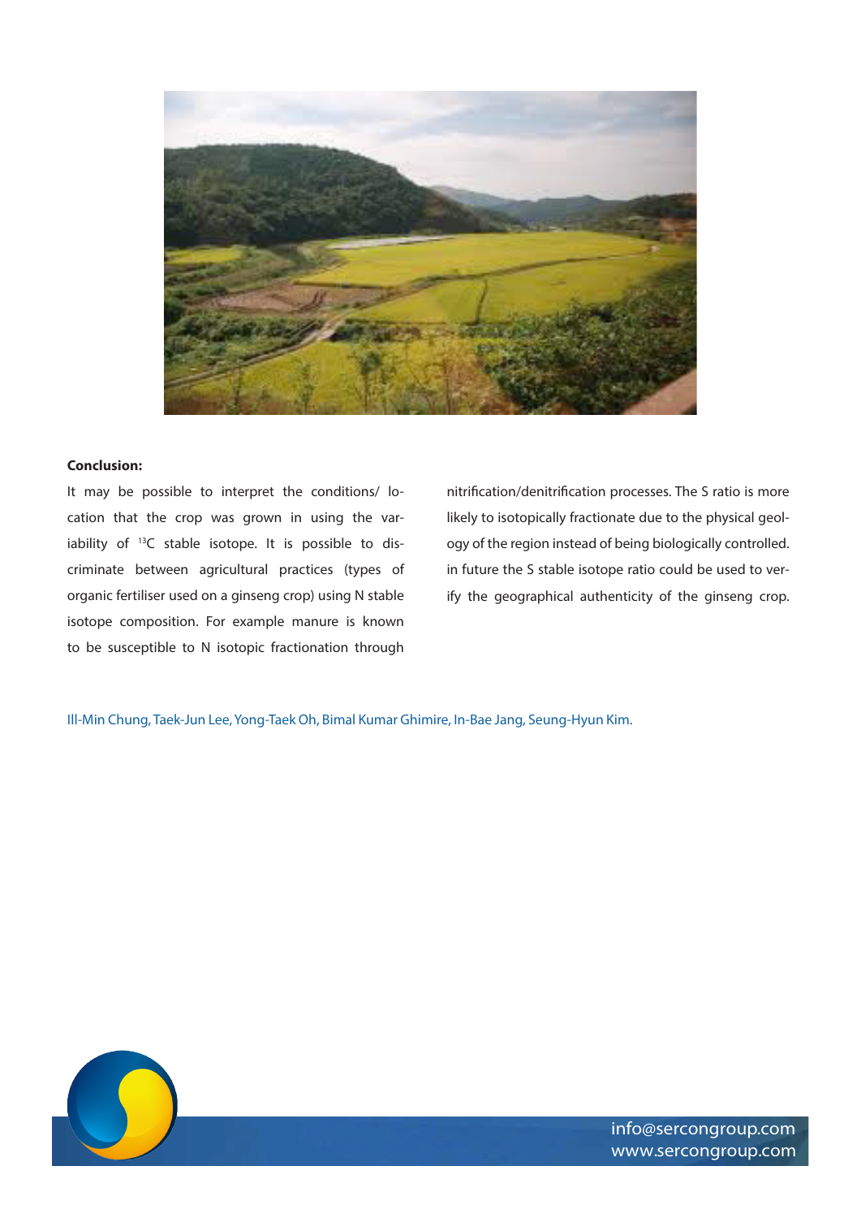**Conclusion:**

It may be possible to interpret the conditions/ location that the crop was grown in using the variability of $^{13}C$ stable isotope. It is possible to discriminate between agricultural practices (types of organic fertiliser used on a ginseng crop) using N stable isotope composition. For example manure is known to be susceptible to N isotopic fractionation through nitrification/denitrification processes. The S ratio is more likely to isotopically fractionate due to the physical geology of the region instead of being biologically controlled. in future the S stable isotope ratio could be used to verify the geographical authenticity of the ginseng crop.

Ill-Min Chung, Taek-Jun Lee, Yong-Taek Oh, Bimal Kumar Ghimire, In-Bae Jang, Seung-Hyun Kim.

info@sercongroup.com
www.sercongroup.com